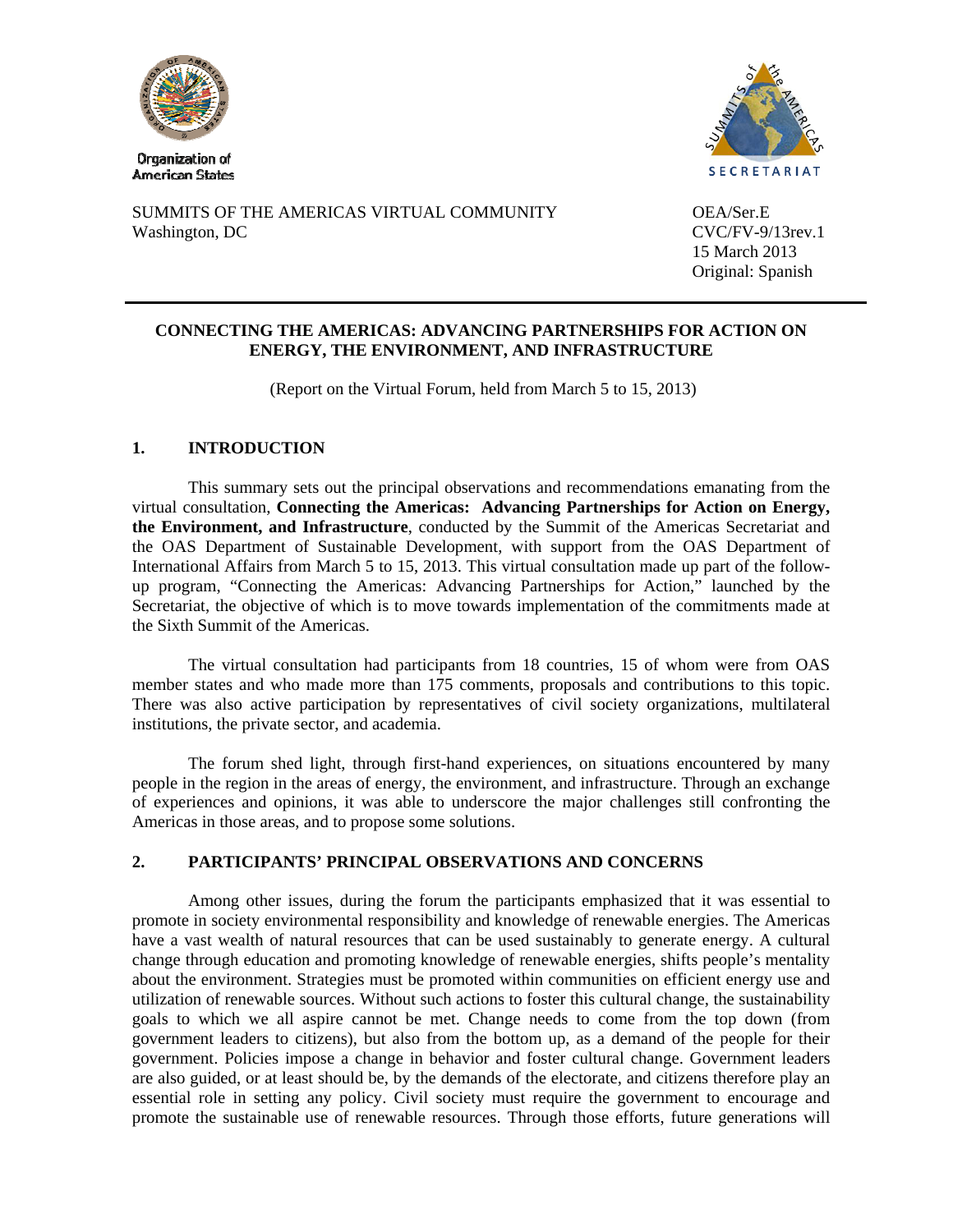Organization of American States

SUMMITS OF THE AMERICAS VIRTUAL COMMUNITY
Washington, DC

OEA/Ser.E
CVC/FV-9/13rev.1
15 March 2013
Original: Spanish

---

**CONNECTING THE AMERICAS: ADVANCING PARTNERSHIPS FOR ACTION ON ENERGY, THE ENVIRONMENT, AND INFRASTRUCTURE**

(Report on the Virtual Forum, held from March 5 to 15, 2013)

## 1. INTRODUCTION

This summary sets out the principal observations and recommendations emanating from the virtual consultation, **Connecting the Americas: Advancing Partnerships for Action on Energy, the Environment, and Infrastructure**, conducted by the Summit of the Americas Secretariat and the OAS Department of Sustainable Development, with support from the OAS Department of International Affairs from March 5 to 15, 2013. This virtual consultation made up part of the follow-up program, "Connecting the Americas: Advancing Partnerships for Action," launched by the Secretariat, the objective of which is to move towards implementation of the commitments made at the Sixth Summit of the Americas.

The virtual consultation had participants from 18 countries, 15 of whom were from OAS member states and who made more than 175 comments, proposals and contributions to this topic. There was also active participation by representatives of civil society organizations, multilateral institutions, the private sector, and academia.

The forum shed light, through first-hand experiences, on situations encountered by many people in the region in the areas of energy, the environment, and infrastructure. Through an exchange of experiences and opinions, it was able to underscore the major challenges still confronting the Americas in those areas, and to propose some solutions.

## 2. PARTICIPANTS' PRINCIPAL OBSERVATIONS AND CONCERNS

Among other issues, during the forum the participants emphasized that it was essential to promote in society environmental responsibility and knowledge of renewable energies. The Americas have a vast wealth of natural resources that can be used sustainably to generate energy. A cultural change through education and promoting knowledge of renewable energies, shifts people's mentality about the environment. Strategies must be promoted within communities on efficient energy use and utilization of renewable sources. Without such actions to foster this cultural change, the sustainability goals to which we all aspire cannot be met. Change needs to come from the top down (from government leaders to citizens), but also from the bottom up, as a demand of the people for their government. Policies impose a change in behavior and foster cultural change. Government leaders are also guided, or at least should be, by the demands of the electorate, and citizens therefore play an essential role in setting any policy. Civil society must require the government to encourage and promote the sustainable use of renewable resources. Through those efforts, future generations will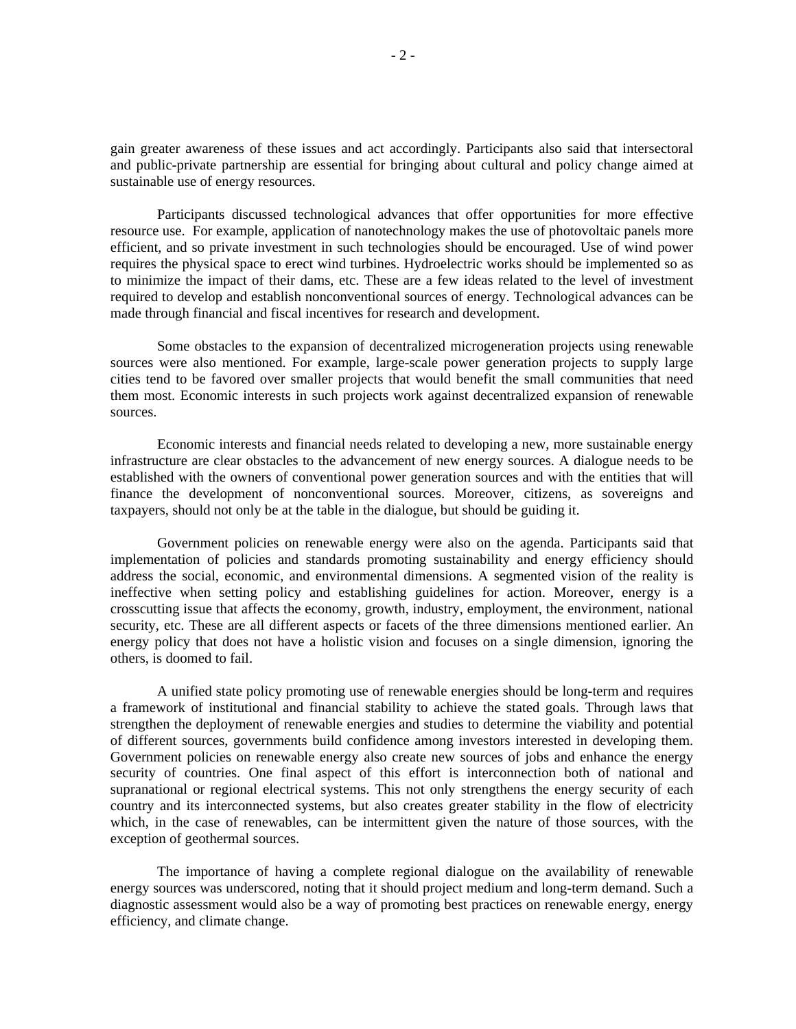gain greater awareness of these issues and act accordingly. Participants also said that intersectoral and public-private partnership are essential for bringing about cultural and policy change aimed at sustainable use of energy resources.

Participants discussed technological advances that offer opportunities for more effective resource use. For example, application of nanotechnology makes the use of photovoltaic panels more efficient, and so private investment in such technologies should be encouraged. Use of wind power requires the physical space to erect wind turbines. Hydroelectric works should be implemented so as to minimize the impact of their dams, etc. These are a few ideas related to the level of investment required to develop and establish nonconventional sources of energy. Technological advances can be made through financial and fiscal incentives for research and development.

Some obstacles to the expansion of decentralized microgeneration projects using renewable sources were also mentioned. For example, large-scale power generation projects to supply large cities tend to be favored over smaller projects that would benefit the small communities that need them most. Economic interests in such projects work against decentralized expansion of renewable sources.

Economic interests and financial needs related to developing a new, more sustainable energy infrastructure are clear obstacles to the advancement of new energy sources. A dialogue needs to be established with the owners of conventional power generation sources and with the entities that will finance the development of nonconventional sources. Moreover, citizens, as sovereigns and taxpayers, should not only be at the table in the dialogue, but should be guiding it.

Government policies on renewable energy were also on the agenda. Participants said that implementation of policies and standards promoting sustainability and energy efficiency should address the social, economic, and environmental dimensions. A segmented vision of the reality is ineffective when setting policy and establishing guidelines for action. Moreover, energy is a crosscutting issue that affects the economy, growth, industry, employment, the environment, national security, etc. These are all different aspects or facets of the three dimensions mentioned earlier. An energy policy that does not have a holistic vision and focuses on a single dimension, ignoring the others, is doomed to fail.

A unified state policy promoting use of renewable energies should be long-term and requires a framework of institutional and financial stability to achieve the stated goals. Through laws that strengthen the deployment of renewable energies and studies to determine the viability and potential of different sources, governments build confidence among investors interested in developing them. Government policies on renewable energy also create new sources of jobs and enhance the energy security of countries. One final aspect of this effort is interconnection both of national and supranational or regional electrical systems. This not only strengthens the energy security of each country and its interconnected systems, but also creates greater stability in the flow of electricity which, in the case of renewables, can be intermittent given the nature of those sources, with the exception of geothermal sources.

The importance of having a complete regional dialogue on the availability of renewable energy sources was underscored, noting that it should project medium and long-term demand. Such a diagnostic assessment would also be a way of promoting best practices on renewable energy, energy efficiency, and climate change.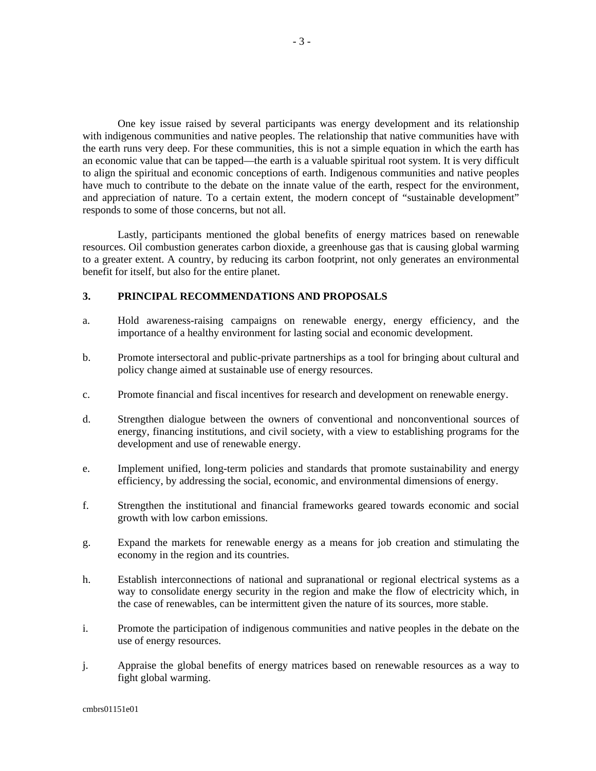One key issue raised by several participants was energy development and its relationship with indigenous communities and native peoples. The relationship that native communities have with the earth runs very deep. For these communities, this is not a simple equation in which the earth has an economic value that can be tapped—the earth is a valuable spiritual root system. It is very difficult to align the spiritual and economic conceptions of earth. Indigenous communities and native peoples have much to contribute to the debate on the innate value of the earth, respect for the environment, and appreciation of nature. To a certain extent, the modern concept of "sustainable development" responds to some of those concerns, but not all.

Lastly, participants mentioned the global benefits of energy matrices based on renewable resources. Oil combustion generates carbon dioxide, a greenhouse gas that is causing global warming to a greater extent. A country, by reducing its carbon footprint, not only generates an environmental benefit for itself, but also for the entire planet.

## 3. PRINCIPAL RECOMMENDATIONS AND PROPOSALS

a. Hold awareness-raising campaigns on renewable energy, energy efficiency, and the importance of a healthy environment for lasting social and economic development.

b. Promote intersectoral and public-private partnerships as a tool for bringing about cultural and policy change aimed at sustainable use of energy resources.

c. Promote financial and fiscal incentives for research and development on renewable energy.

d. Strengthen dialogue between the owners of conventional and nonconventional sources of energy, financing institutions, and civil society, with a view to establishing programs for the development and use of renewable energy.

e. Implement unified, long-term policies and standards that promote sustainability and energy efficiency, by addressing the social, economic, and environmental dimensions of energy.

f. Strengthen the institutional and financial frameworks geared towards economic and social growth with low carbon emissions.

g. Expand the markets for renewable energy as a means for job creation and stimulating the economy in the region and its countries.

h. Establish interconnections of national and supranational or regional electrical systems as a way to consolidate energy security in the region and make the flow of electricity which, in the case of renewables, can be intermittent given the nature of its sources, more stable.

i. Promote the participation of indigenous communities and native peoples in the debate on the use of energy resources.

j. Appraise the global benefits of energy matrices based on renewable resources as a way to fight global warming.